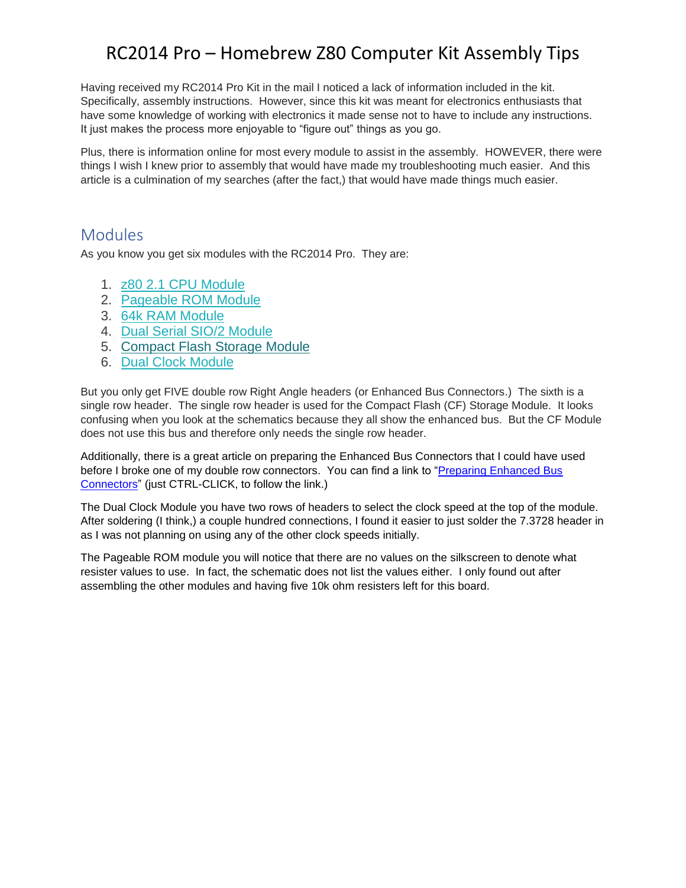# RC2014 Pro – Homebrew Z80 Computer Kit Assembly Tips

Having received my RC2014 Pro Kit in the mail I noticed a lack of information included in the kit. Specifically, assembly instructions. However, since this kit was meant for electronics enthusiasts that have some knowledge of working with electronics it made sense not to have to include any instructions. It just makes the process more enjoyable to "figure out" things as you go.

Plus, there is information online for most every module to assist in the assembly. HOWEVER, there were things I wish I knew prior to assembly that would have made my troubleshooting much easier. And this article is a culmination of my searches (after the fact,) that would have made things much easier.

## Modules

As you know you get six modules with the RC2014 Pro. They are:

1. z80 2.1 CPU Module
2. Pageable ROM Module
3. 64k RAM Module
4. Dual Serial SIO/2 Module
5. Compact Flash Storage Module
6. Dual Clock Module

But you only get FIVE double row Right Angle headers (or Enhanced Bus Connectors.) The sixth is a single row header. The single row header is used for the Compact Flash (CF) Storage Module. It looks confusing when you look at the schematics because they all show the enhanced bus. But the CF Module does not use this bus and therefore only needs the single row header.

Additionally, there is a great article on preparing the Enhanced Bus Connectors that I could have used before I broke one of my double row connectors. You can find a link to "Preparing Enhanced Bus Connectors" (just CTRL-CLICK, to follow the link.)

The Dual Clock Module you have two rows of headers to select the clock speed at the top of the module. After soldering (I think,) a couple hundred connections, I found it easier to just solder the 7.3728 header in as I was not planning on using any of the other clock speeds initially.

The Pageable ROM module you will notice that there are no values on the silkscreen to denote what resister values to use. In fact, the schematic does not list the values either. I only found out after assembling the other modules and having five 10k ohm resisters left for this board.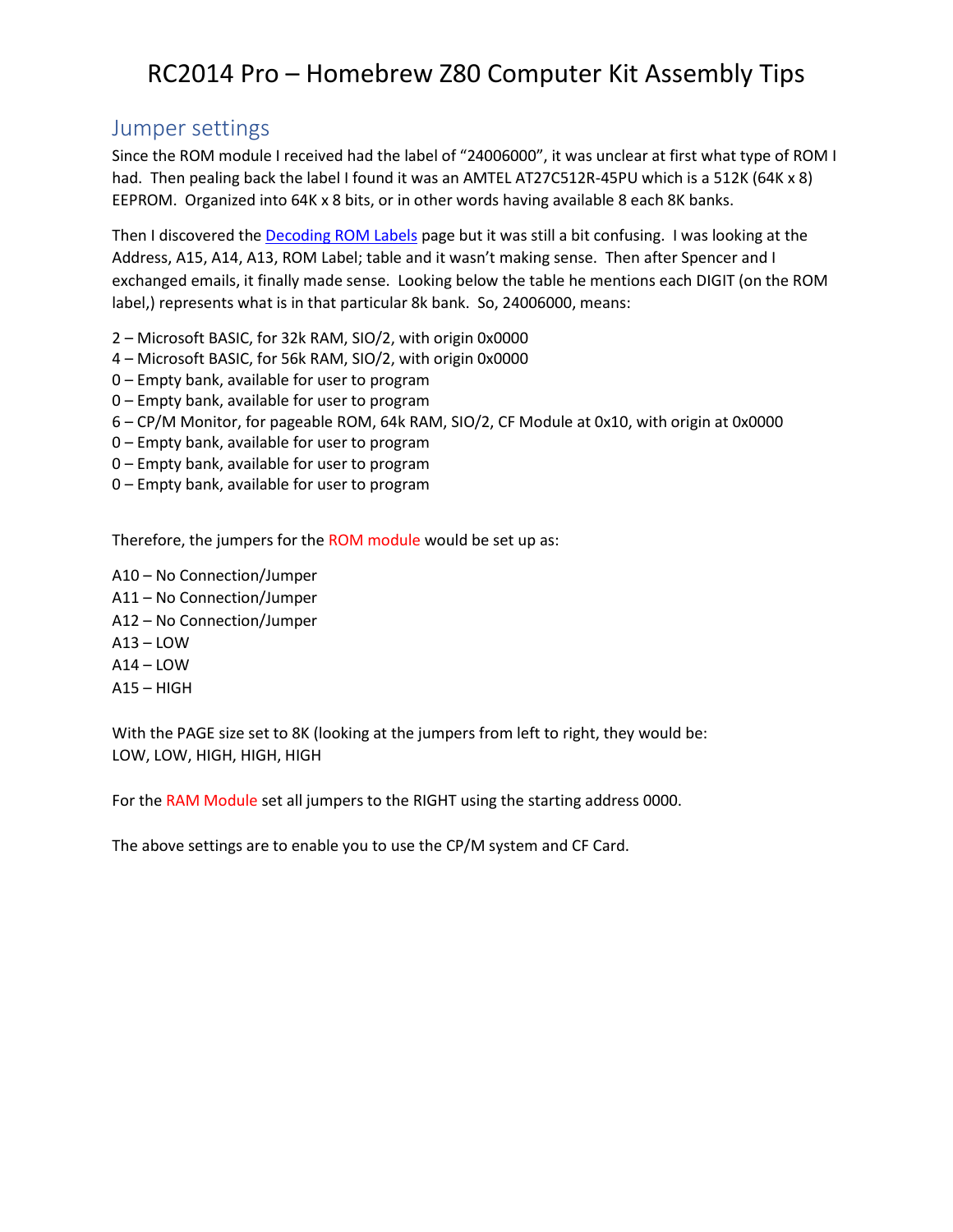# RC2014 Pro – Homebrew Z80 Computer Kit Assembly Tips

## Jumper settings

Since the ROM module I received had the label of "24006000", it was unclear at first what type of ROM I had. Then pealing back the label I found it was an AMTEL AT27C512R-45PU which is a 512K (64K x 8) EEPROM. Organized into 64K x 8 bits, or in other words having available 8 each 8K banks.

Then I discovered the [Decoding ROM Labels](Decoding ROM Labels) page but it was still a bit confusing. I was looking at the Address, A15, A14, A13, ROM Label; table and it wasn't making sense. Then after Spencer and I exchanged emails, it finally made sense. Looking below the table he mentions each DIGIT (on the ROM label,) represents what is in that particular 8k bank. So, 24006000, means:

2 – Microsoft BASIC, for 32k RAM, SIO/2, with origin 0x0000
4 – Microsoft BASIC, for 56k RAM, SIO/2, with origin 0x0000
0 – Empty bank, available for user to program
0 – Empty bank, available for user to program
6 – CP/M Monitor, for pageable ROM, 64k RAM, SIO/2, CF Module at 0x10, with origin at 0x0000
0 – Empty bank, available for user to program
0 – Empty bank, available for user to program
0 – Empty bank, available for user to program

Therefore, the jumpers for the ROM module would be set up as:

A10 – No Connection/Jumper
A11 – No Connection/Jumper
A12 – No Connection/Jumper
A13 – LOW
A14 – LOW
A15 – HIGH

With the PAGE size set to 8K (looking at the jumpers from left to right, they would be:
LOW, LOW, HIGH, HIGH, HIGH

For the RAM Module set all jumpers to the RIGHT using the starting address 0000.

The above settings are to enable you to use the CP/M system and CF Card.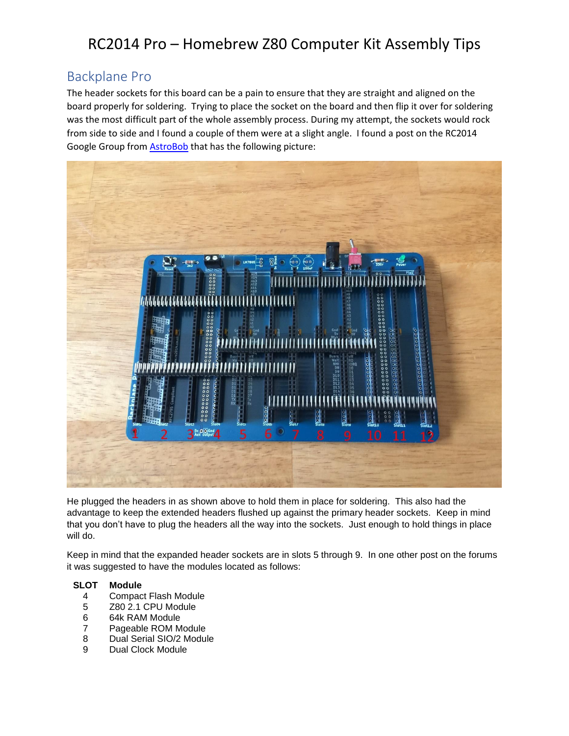# RC2014 Pro – Homebrew Z80 Computer Kit Assembly Tips

## Backplane Pro

The header sockets for this board can be a pain to ensure that they are straight and aligned on the board properly for soldering. Trying to place the socket on the board and then flip it over for soldering was the most difficult part of the whole assembly process. During my attempt, the sockets would rock from side to side and I found a couple of them were at a slight angle. I found a post on the RC2014 Google Group from [AstroBob](AstroBob) that has the following picture:

He plugged the headers in as shown above to hold them in place for soldering. This also had the advantage to keep the extended headers flushed up against the primary header sockets. Keep in mind that you don't have to plug the headers all the way into the sockets. Just enough to hold things in place will do.

Keep in mind that the expanded header sockets are in slots 5 through 9. In one other post on the forums it was suggested to have the modules located as follows:

| SLOT | Module |
|---|---|
| 4 | Compact Flash Module |
| 5 | Z80 2.1 CPU Module |
| 6 | 64k RAM Module |
| 7 | Pageable ROM Module |
| 8 | Dual Serial SIO/2 Module |
| 9 | Dual Clock Module |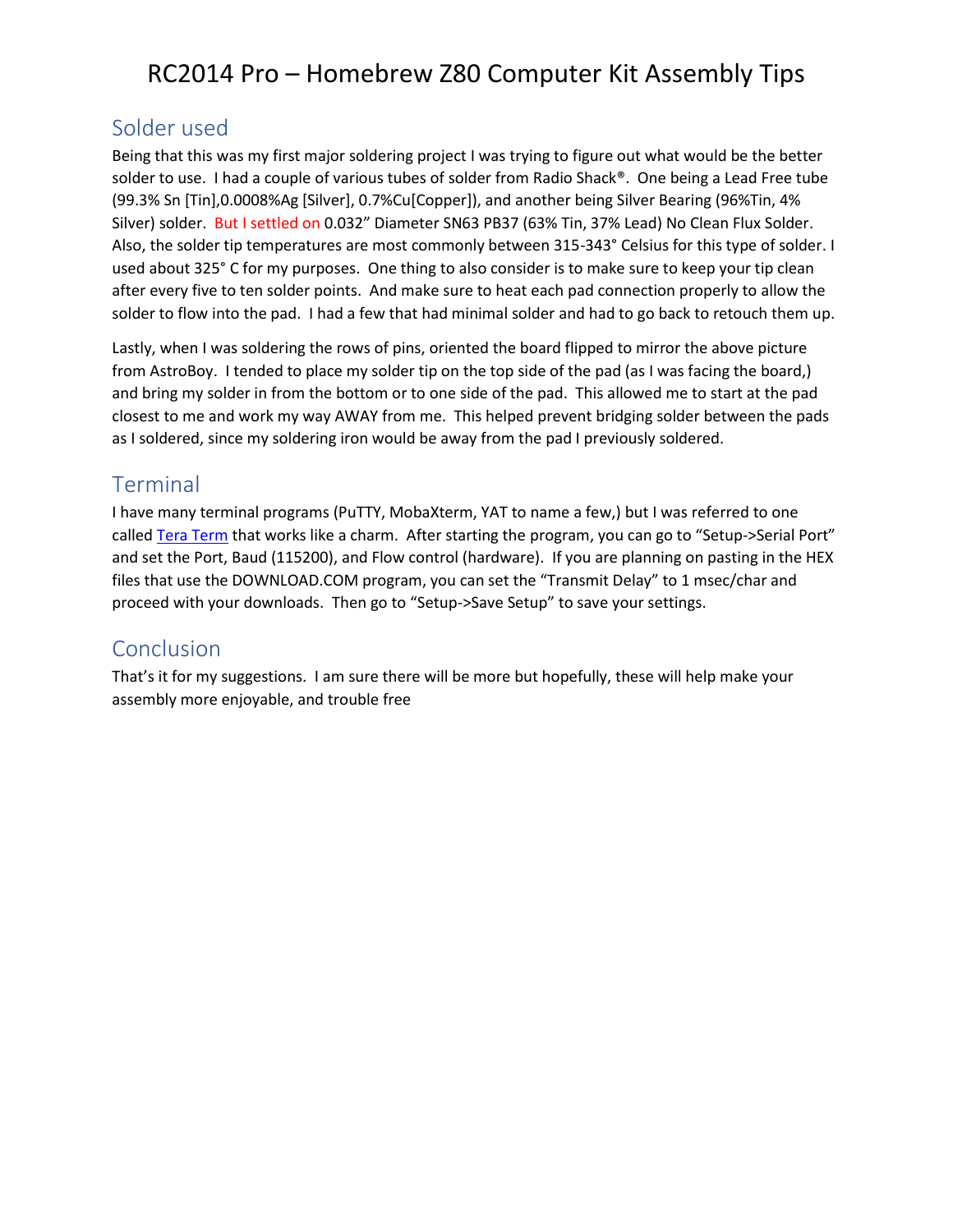# RC2014 Pro – Homebrew Z80 Computer Kit Assembly Tips

## Solder used

Being that this was my first major soldering project I was trying to figure out what would be the better solder to use. I had a couple of various tubes of solder from Radio Shack®. One being a Lead Free tube (99.3% Sn [Tin],0.0008%Ag [Silver], 0.7%Cu[Copper]), and another being Silver Bearing (96%Tin, 4% Silver) solder. But I settled on 0.032" Diameter SN63 PB37 (63% Tin, 37% Lead) No Clean Flux Solder. Also, the solder tip temperatures are most commonly between 315-343° Celsius for this type of solder. I used about 325° C for my purposes. One thing to also consider is to make sure to keep your tip clean after every five to ten solder points. And make sure to heat each pad connection properly to allow the solder to flow into the pad. I had a few that had minimal solder and had to go back to retouch them up.

Lastly, when I was soldering the rows of pins, oriented the board flipped to mirror the above picture from AstroBoy. I tended to place my solder tip on the top side of the pad (as I was facing the board,) and bring my solder in from the bottom or to one side of the pad. This allowed me to start at the pad closest to me and work my way AWAY from me. This helped prevent bridging solder between the pads as I soldered, since my soldering iron would be away from the pad I previously soldered.

## Terminal

I have many terminal programs (PuTTY, MobaXterm, YAT to name a few,) but I was referred to one called Tera Term that works like a charm. After starting the program, you can go to "Setup->Serial Port" and set the Port, Baud (115200), and Flow control (hardware). If you are planning on pasting in the HEX files that use the DOWNLOAD.COM program, you can set the "Transmit Delay" to 1 msec/char and proceed with your downloads. Then go to "Setup->Save Setup" to save your settings.

## Conclusion

That's it for my suggestions. I am sure there will be more but hopefully, these will help make your assembly more enjoyable, and trouble free